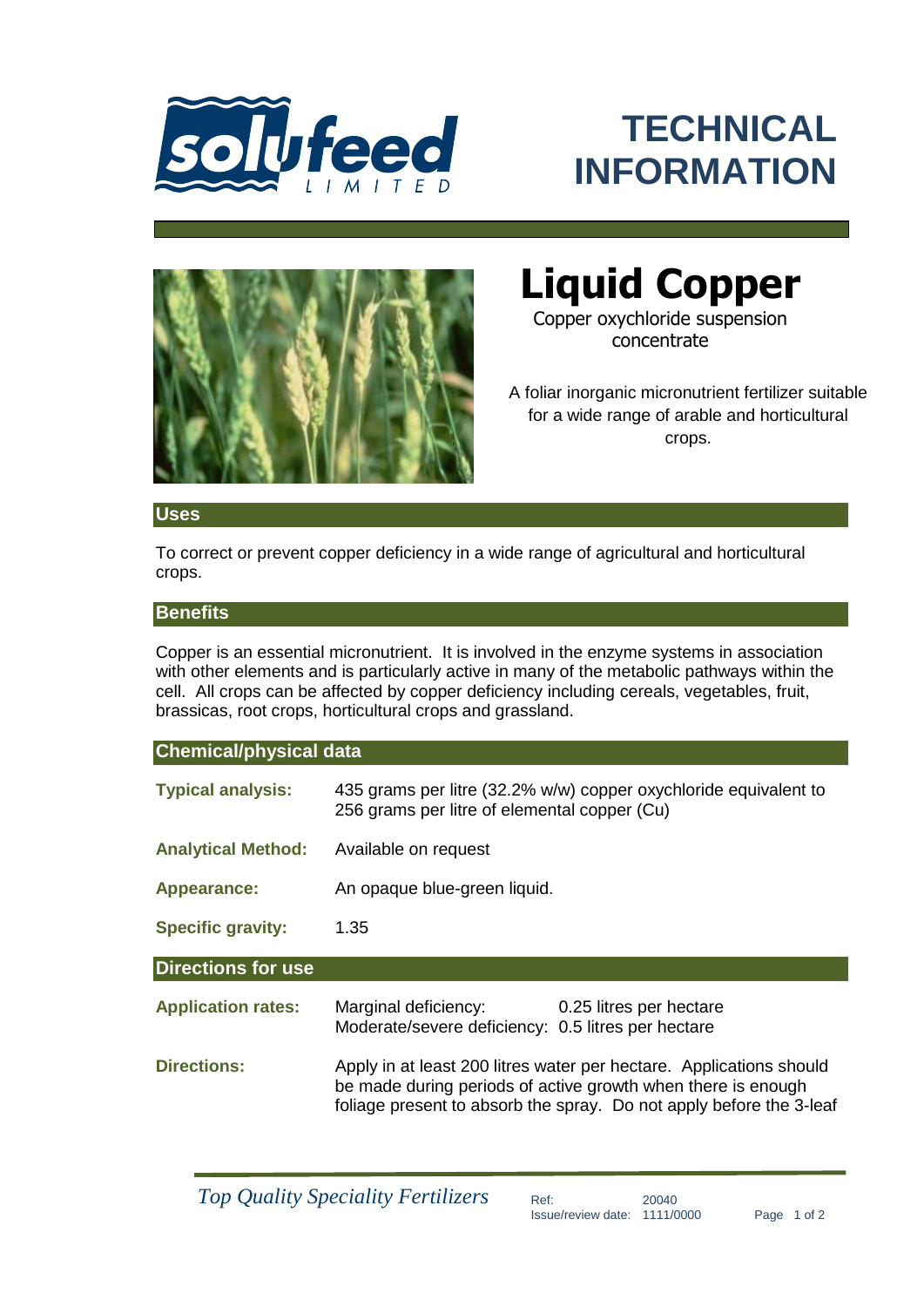# TECHNICAL INFORMATION

# Liquid Copper

Copper oxychloride suspension concentrate

A foliar inorganic micronutrient fertilizer suitable for a wide range of arable and horticultural crops.

## Uses

To correct or prevent copper deficiency in a wide range of agricultural and horticultural crops.

## Benefits

Copper is an essential micronutrient. It is involved in the enzyme systems in association with other elements and is particularly active in many of the metabolic pathways within the cell. All crops can be affected by copper deficiency including cereals, vegetables, fruit, brassicas, root crops, horticultural crops and grassland.

## Chemical/physical data

**Typical analysis:** 435 grams per litre (32.2% w/w) copper oxychloride equivalent to 256 grams per litre of elemental copper (Cu)

**Analytical Method:** Available on request

**Appearance:** An opaque blue-green liquid.

**Specific gravity:** 1.35

## Directions for use

**Application rates:**
Marginal deficiency: 0.25 litres per hectare
Moderate/severe deficiency: 0.5 litres per hectare

**Directions:** Apply in at least 200 litres water per hectare. Applications should be made during periods of active growth when there is enough foliage present to absorb the spray. Do not apply before the 3-leaf

*Top Quality Speciality Fertilizers*

Ref: 20040
Issue/review date: 1111/0000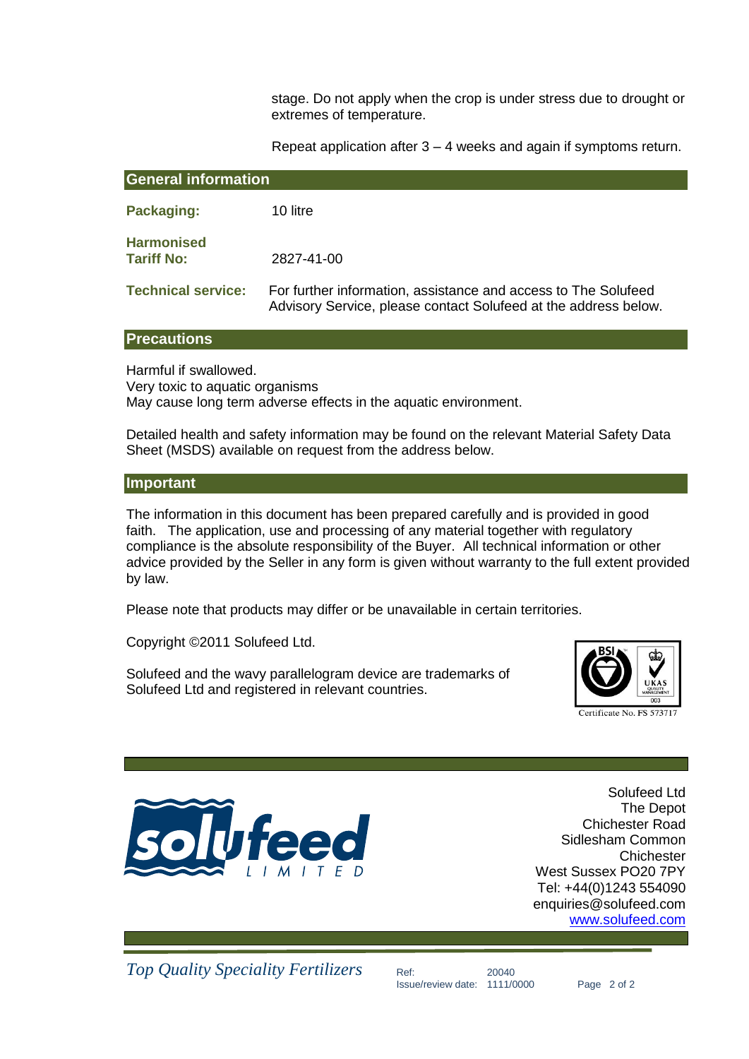stage. Do not apply when the crop is under stress due to drought or extremes of temperature.

Repeat application after 3 – 4 weeks and again if symptoms return.

## General information

| | |
|---|---|
| **Packaging:** | 10 litre |
| **Harmonised Tariff No:** | 2827-41-00 |
| **Technical service:** | For further information, assistance and access to The Solufeed Advisory Service, please contact Solufeed at the address below. |

## Precautions

Harmful if swallowed.
Very toxic to aquatic organisms
May cause long term adverse effects in the aquatic environment.

Detailed health and safety information may be found on the relevant Material Safety Data Sheet (MSDS) available on request from the address below.

## Important

The information in this document has been prepared carefully and is provided in good faith. The application, use and processing of any material together with regulatory compliance is the absolute responsibility of the Buyer. All technical information or other advice provided by the Seller in any form is given without warranty to the full extent provided by law.

Please note that products may differ or be unavailable in certain territories.

Copyright ©2011 Solufeed Ltd.

Solufeed and the wavy parallelogram device are trademarks of Solufeed Ltd and registered in relevant countries.

Certificate No. FS 573717

Solufeed Ltd
The Depot
Chichester Road
Sidlesham Common
Chichester
West Sussex PO20 7PY
Tel: +44(0)1243 554090
enquiries@solufeed.com
www.solufeed.com

*Top Quality Speciality Fertilizers*

Ref: 20040
Issue/review date: 1111/0000